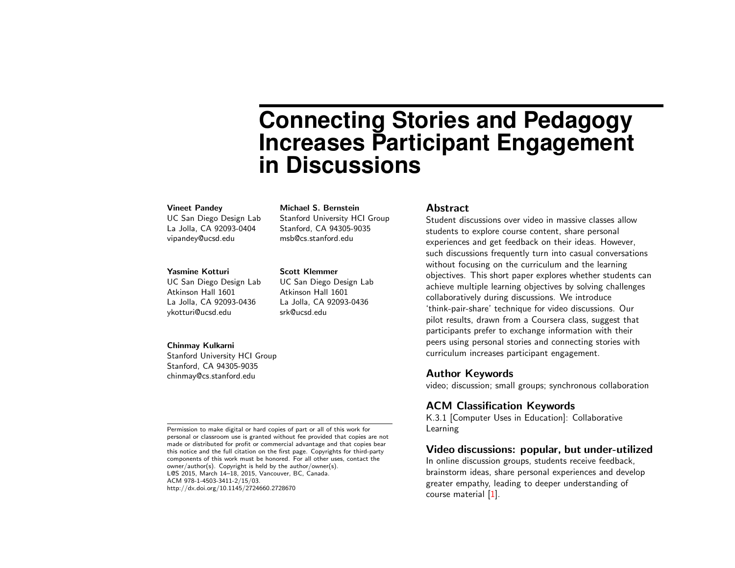# Connecting Stories and Pedagogy Increases Participant Engagement in Discussions

**Vineet Pandey**
UC San Diego Design Lab
La Jolla, CA 92093-0404
vipandey@ucsd.edu

**Michael S. Bernstein**
Stanford University HCI Group
Stanford, CA 94305-9035
msb@cs.stanford.edu

**Yasmine Kotturi**
UC San Diego Design Lab
Atkinson Hall 1601
La Jolla, CA 92093-0436
ykotturi@ucsd.edu

**Scott Klemmer**
UC San Diego Design Lab
Atkinson Hall 1601
La Jolla, CA 92093-0436
srk@ucsd.edu

**Chinmay Kulkarni**
Stanford University HCI Group
Stanford, CA 94305-9035
chinmay@cs.stanford.edu

Permission to make digital or hard copies of part or all of this work for personal or classroom use is granted without fee provided that copies are not made or distributed for profit or commercial advantage and that copies bear this notice and the full citation on the first page. Copyrights for third-party components of this work must be honored. For all other uses, contact the owner/author(s). Copyright is held by the author/owner(s).
L@S 2015, March 14–18, 2015, Vancouver, BC, Canada.
ACM 978-1-4503-3411-2/15/03.
http://dx.doi.org/10.1145/2724660.2728670

## Abstract

Student discussions over video in massive classes allow students to explore course content, share personal experiences and get feedback on their ideas. However, such discussions frequently turn into casual conversations without focusing on the curriculum and the learning objectives. This short paper explores whether students can achieve multiple learning objectives by solving challenges collaboratively during discussions. We introduce 'think-pair-share' technique for video discussions. Our pilot results, drawn from a Coursera class, suggest that participants prefer to exchange information with their peers using personal stories and connecting stories with curriculum increases participant engagement.

## Author Keywords

video; discussion; small groups; synchronous collaboration

## ACM Classification Keywords

K.3.1 [Computer Uses in Education]: Collaborative Learning

## Video discussions: popular, but under-utilized

In online discussion groups, students receive feedback, brainstorm ideas, share personal experiences and develop greater empathy, leading to deeper understanding of course material [1].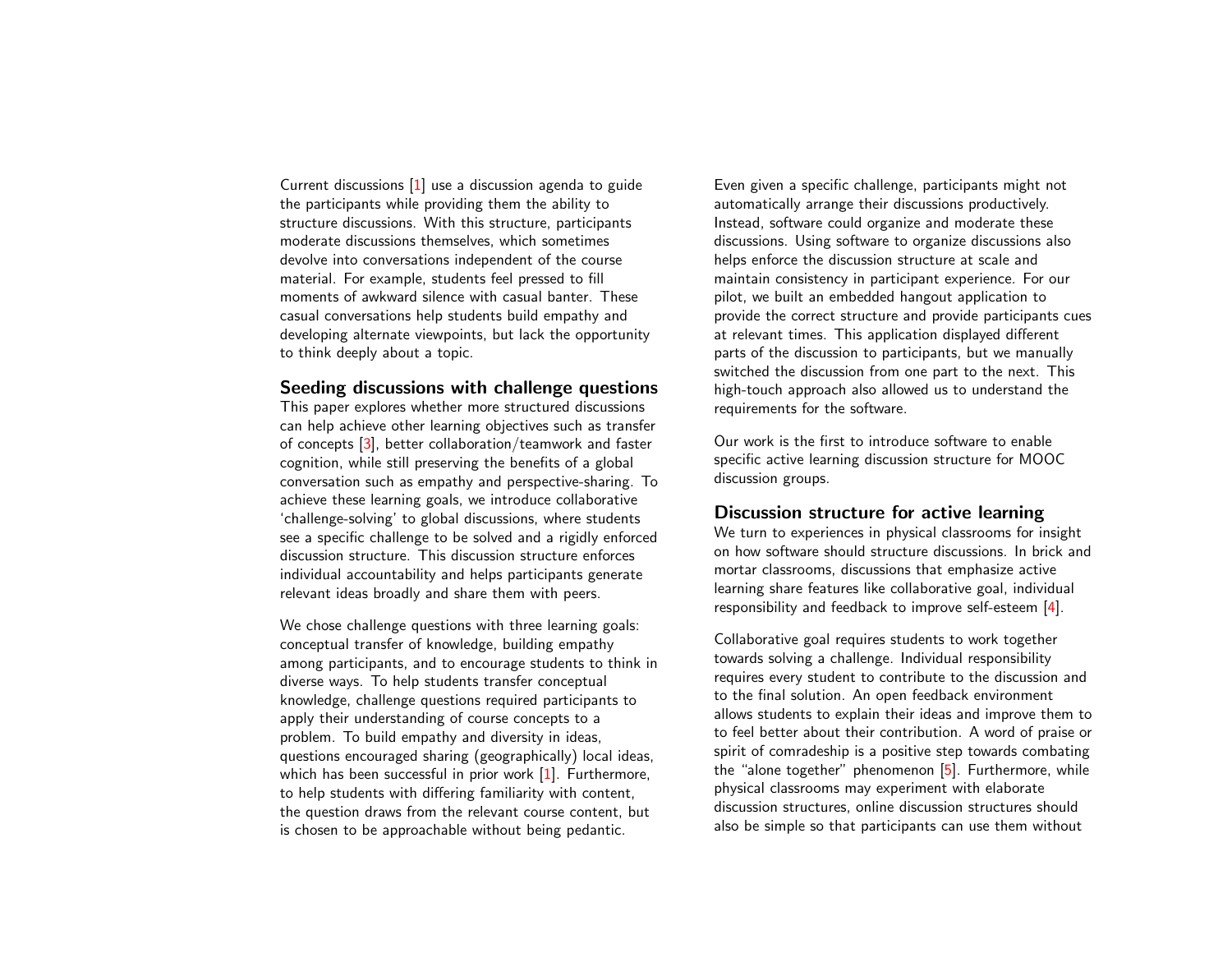Current discussions [1] use a discussion agenda to guide the participants while providing them the ability to structure discussions. With this structure, participants moderate discussions themselves, which sometimes devolve into conversations independent of the course material. For example, students feel pressed to fill moments of awkward silence with casual banter. These casual conversations help students build empathy and developing alternate viewpoints, but lack the opportunity to think deeply about a topic.

### Seeding discussions with challenge questions

This paper explores whether more structured discussions can help achieve other learning objectives such as transfer of concepts [3], better collaboration/teamwork and faster cognition, while still preserving the benefits of a global conversation such as empathy and perspective-sharing. To achieve these learning goals, we introduce collaborative 'challenge-solving' to global discussions, where students see a specific challenge to be solved and a rigidly enforced discussion structure. This discussion structure enforces individual accountability and helps participants generate relevant ideas broadly and share them with peers.

We chose challenge questions with three learning goals: conceptual transfer of knowledge, building empathy among participants, and to encourage students to think in diverse ways. To help students transfer conceptual knowledge, challenge questions required participants to apply their understanding of course concepts to a problem. To build empathy and diversity in ideas, questions encouraged sharing (geographically) local ideas, which has been successful in prior work [1]. Furthermore, to help students with differing familiarity with content, the question draws from the relevant course content, but is chosen to be approachable without being pedantic.

Even given a specific challenge, participants might not automatically arrange their discussions productively. Instead, software could organize and moderate these discussions. Using software to organize discussions also helps enforce the discussion structure at scale and maintain consistency in participant experience. For our pilot, we built an embedded hangout application to provide the correct structure and provide participants cues at relevant times. This application displayed different parts of the discussion to participants, but we manually switched the discussion from one part to the next. This high-touch approach also allowed us to understand the requirements for the software.

Our work is the first to introduce software to enable specific active learning discussion structure for MOOC discussion groups.

### Discussion structure for active learning

We turn to experiences in physical classrooms for insight on how software should structure discussions. In brick and mortar classrooms, discussions that emphasize active learning share features like collaborative goal, individual responsibility and feedback to improve self-esteem [4].

Collaborative goal requires students to work together towards solving a challenge. Individual responsibility requires every student to contribute to the discussion and to the final solution. An open feedback environment allows students to explain their ideas and improve them to to feel better about their contribution. A word of praise or spirit of comradeship is a positive step towards combating the "alone together" phenomenon [5]. Furthermore, while physical classrooms may experiment with elaborate discussion structures, online discussion structures should also be simple so that participants can use them without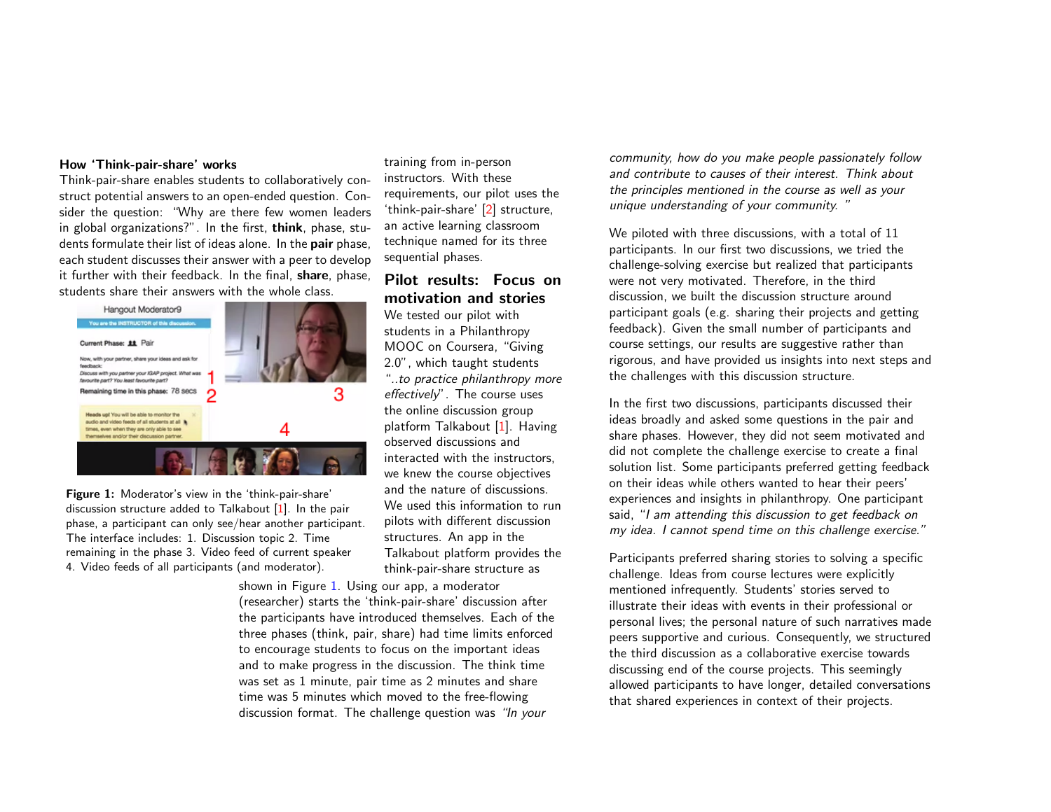### How 'Think-pair-share' works

Think-pair-share enables students to collaboratively construct potential answers to an open-ended question. Consider the question: "Why are there few women leaders in global organizations?". In the first, **think**, phase, students formulate their list of ideas alone. In the **pair** phase, each student discusses their answer with a peer to develop it further with their feedback. In the final, **share**, phase, students share their answers with the whole class.

**Figure 1:** Moderator's view in the 'think-pair-share' discussion structure added to Talkabout [1]. In the pair phase, a participant can only see/hear another participant. The interface includes: 1. Discussion topic 2. Time remaining in the phase 3. Video feed of current speaker 4. Video feeds of all participants (and moderator).

training from in-person instructors. With these requirements, our pilot uses the 'think-pair-share' [2] structure, an active learning classroom technique named for its three sequential phases.

## Pilot results: Focus on motivation and stories

We tested our pilot with students in a Philanthropy MOOC on Coursera, "Giving 2.0", which taught students *"..to practice philanthropy more effectively*". The course uses the online discussion group platform Talkabout [1]. Having observed discussions and interacted with the instructors, we knew the course objectives and the nature of discussions. We used this information to run pilots with different discussion structures. An app in the Talkabout platform provides the think-pair-share structure as shown in Figure 1. Using our app, a moderator (researcher) starts the 'think-pair-share' discussion after the participants have introduced themselves. Each of the three phases (think, pair, share) had time limits enforced to encourage students to focus on the important ideas and to make progress in the discussion. The think time was set as 1 minute, pair time as 2 minutes and share time was 5 minutes which moved to the free-flowing discussion format. The challenge question was *"In your community, how do you make people passionately follow and contribute to causes of their interest. Think about the principles mentioned in the course as well as your unique understanding of your community. "*

We piloted with three discussions, with a total of 11 participants. In our first two discussions, we tried the challenge-solving exercise but realized that participants were not very motivated. Therefore, in the third discussion, we built the discussion structure around participant goals (e.g. sharing their projects and getting feedback). Given the small number of participants and course settings, our results are suggestive rather than rigorous, and have provided us insights into next steps and the challenges with this discussion structure.

In the first two discussions, participants discussed their ideas broadly and asked some questions in the pair and share phases. However, they did not seem motivated and did not complete the challenge exercise to create a final solution list. Some participants preferred getting feedback on their ideas while others wanted to hear their peers' experiences and insights in philanthropy. One participant said, *"I am attending this discussion to get feedback on my idea. I cannot spend time on this challenge exercise."*

Participants preferred sharing stories to solving a specific challenge. Ideas from course lectures were explicitly mentioned infrequently. Students' stories served to illustrate their ideas with events in their professional or personal lives; the personal nature of such narratives made peers supportive and curious. Consequently, we structured the third discussion as a collaborative exercise towards discussing end of the course projects. This seemingly allowed participants to have longer, detailed conversations that shared experiences in context of their projects.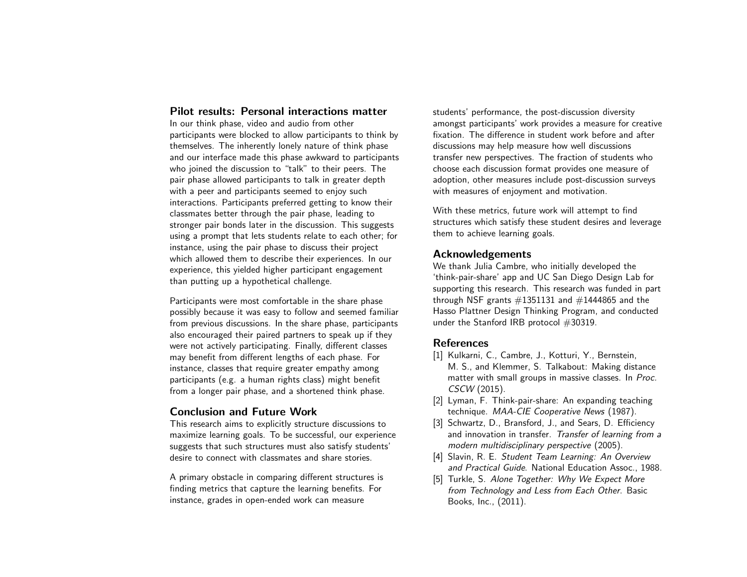## Pilot results: Personal interactions matter

In our think phase, video and audio from other participants were blocked to allow participants to think by themselves. The inherently lonely nature of think phase and our interface made this phase awkward to participants who joined the discussion to "talk" to their peers. The pair phase allowed participants to talk in greater depth with a peer and participants seemed to enjoy such interactions. Participants preferred getting to know their classmates better through the pair phase, leading to stronger pair bonds later in the discussion. This suggests using a prompt that lets students relate to each other; for instance, using the pair phase to discuss their project which allowed them to describe their experiences. In our experience, this yielded higher participant engagement than putting up a hypothetical challenge.

Participants were most comfortable in the share phase possibly because it was easy to follow and seemed familiar from previous discussions. In the share phase, participants also encouraged their paired partners to speak up if they were not actively participating. Finally, different classes may benefit from different lengths of each phase. For instance, classes that require greater empathy among participants (e.g. a human rights class) might benefit from a longer pair phase, and a shortened think phase.

## Conclusion and Future Work

This research aims to explicitly structure discussions to maximize learning goals. To be successful, our experience suggests that such structures must also satisfy students' desire to connect with classmates and share stories.

A primary obstacle in comparing different structures is finding metrics that capture the learning benefits. For instance, grades in open-ended work can measure students' performance, the post-discussion diversity amongst participants' work provides a measure for creative fixation. The difference in student work before and after discussions may help measure how well discussions transfer new perspectives. The fraction of students who choose each discussion format provides one measure of adoption, other measures include post-discussion surveys with measures of enjoyment and motivation.

With these metrics, future work will attempt to find structures which satisfy these student desires and leverage them to achieve learning goals.

## Acknowledgements

We thank Julia Cambre, who initially developed the 'think-pair-share' app and UC San Diego Design Lab for supporting this research. This research was funded in part through NSF grants #1351131 and #1444865 and the Hasso Plattner Design Thinking Program, and conducted under the Stanford IRB protocol #30319.

## References

[1] Kulkarni, C., Cambre, J., Kotturi, Y., Bernstein, M. S., and Klemmer, S. Talkabout: Making distance matter with small groups in massive classes. In *Proc. CSCW* (2015).

[2] Lyman, F. Think-pair-share: An expanding teaching technique. *MAA-CIE Cooperative News* (1987).

[3] Schwartz, D., Bransford, J., and Sears, D. Efficiency and innovation in transfer. *Transfer of learning from a modern multidisciplinary perspective* (2005).

[4] Slavin, R. E. *Student Team Learning: An Overview and Practical Guide*. National Education Assoc., 1988.

[5] Turkle, S. *Alone Together: Why We Expect More from Technology and Less from Each Other*. Basic Books, Inc., (2011).